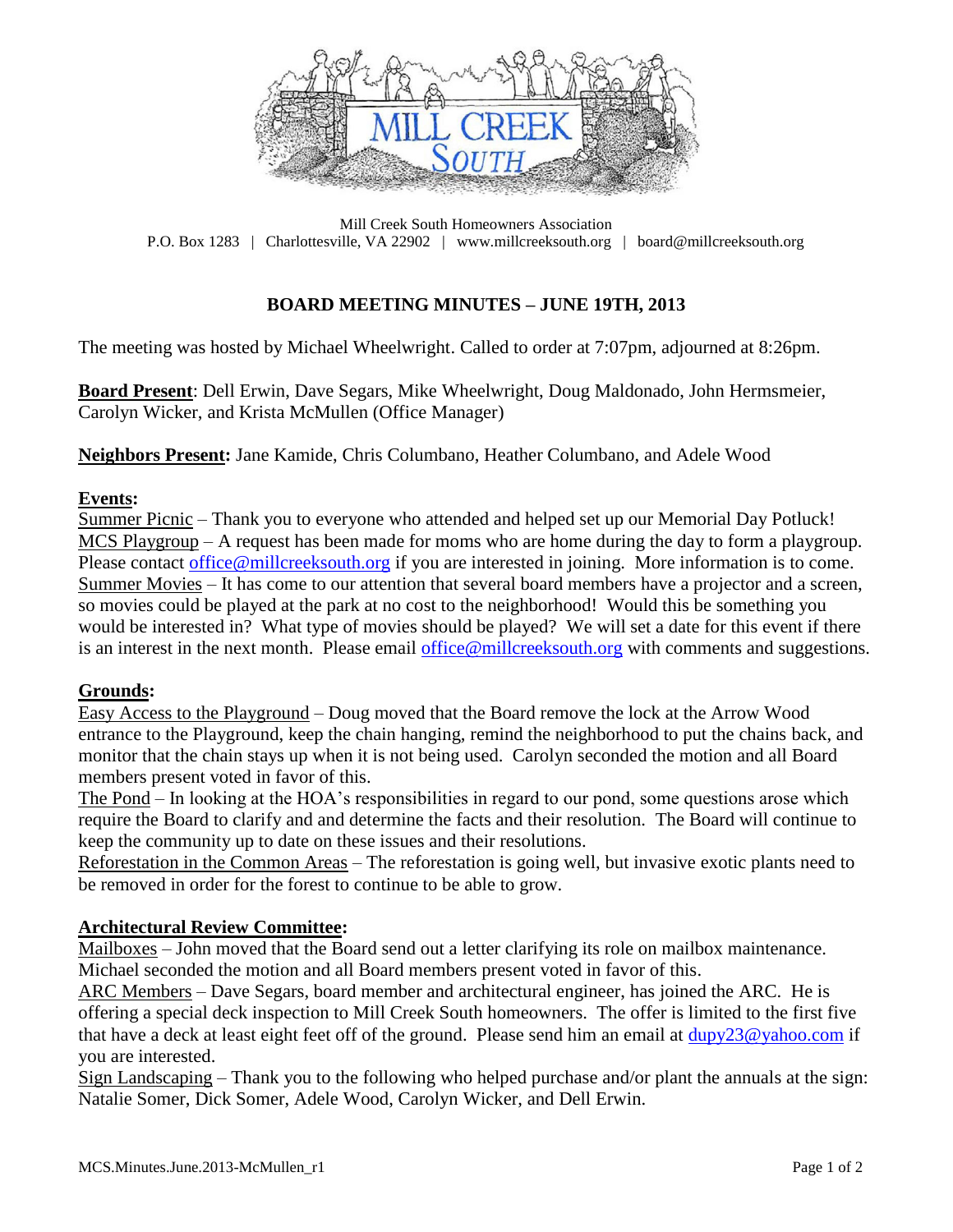Mill Creek South Homeowners Association
P.O. Box 1283 | Charlottesville, VA 22902 | www.millcreeksouth.org | board@millcreeksouth.org

# BOARD MEETING MINUTES – JUNE 19TH, 2013

The meeting was hosted by Michael Wheelwright. Called to order at 7:07pm, adjourned at 8:26pm.

**Board Present**: Dell Erwin, Dave Segars, Mike Wheelwright, Doug Maldonado, John Hermsmeier, Carolyn Wicker, and Krista McMullen (Office Manager)

**Neighbors Present:** Jane Kamide, Chris Columbano, Heather Columbano, and Adele Wood

## Events:

Summer Picnic – Thank you to everyone who attended and helped set up our Memorial Day Potluck!
MCS Playgroup – A request has been made for moms who are home during the day to form a playgroup. Please contact office@millcreeksouth.org if you are interested in joining. More information is to come.
Summer Movies – It has come to our attention that several board members have a projector and a screen, so movies could be played at the park at no cost to the neighborhood! Would this be something you would be interested in? What type of movies should be played? We will set a date for this event if there is an interest in the next month. Please email office@millcreeksouth.org with comments and suggestions.

## Grounds:

Easy Access to the Playground – Doug moved that the Board remove the lock at the Arrow Wood entrance to the Playground, keep the chain hanging, remind the neighborhood to put the chains back, and monitor that the chain stays up when it is not being used. Carolyn seconded the motion and all Board members present voted in favor of this.
The Pond – In looking at the HOA's responsibilities in regard to our pond, some questions arose which require the Board to clarify and and determine the facts and their resolution. The Board will continue to keep the community up to date on these issues and their resolutions.
Reforestation in the Common Areas – The reforestation is going well, but invasive exotic plants need to be removed in order for the forest to continue to be able to grow.

## Architectural Review Committee:

Mailboxes – John moved that the Board send out a letter clarifying its role on mailbox maintenance. Michael seconded the motion and all Board members present voted in favor of this.
ARC Members – Dave Segars, board member and architectural engineer, has joined the ARC. He is offering a special deck inspection to Mill Creek South homeowners. The offer is limited to the first five that have a deck at least eight feet off of the ground. Please send him an email at dupy23@yahoo.com if you are interested.
Sign Landscaping – Thank you to the following who helped purchase and/or plant the annuals at the sign: Natalie Somer, Dick Somer, Adele Wood, Carolyn Wicker, and Dell Erwin.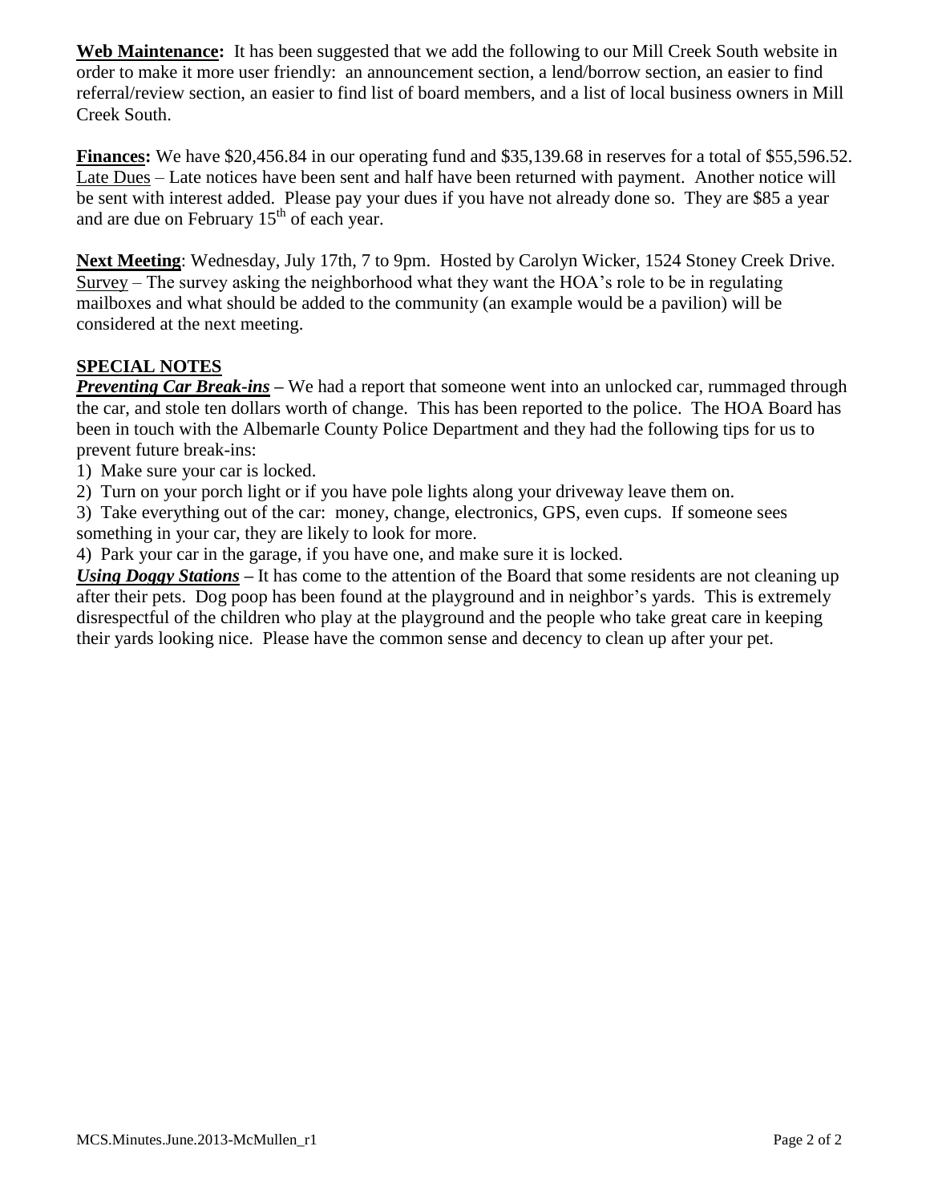**Web Maintenance:** It has been suggested that we add the following to our Mill Creek South website in order to make it more user friendly: an announcement section, a lend/borrow section, an easier to find referral/review section, an easier to find list of board members, and a list of local business owners in Mill Creek South.

**Finances:** We have $20,456.84 in our operating fund and $35,139.68 in reserves for a total of $55,596.52. Late Dues – Late notices have been sent and half have been returned with payment. Another notice will be sent with interest added. Please pay your dues if you have not already done so. They are $85 a year and are due on February 15th of each year.

**Next Meeting**: Wednesday, July 17th, 7 to 9pm. Hosted by Carolyn Wicker, 1524 Stoney Creek Drive. Survey – The survey asking the neighborhood what they want the HOA's role to be in regulating mailboxes and what should be added to the community (an example would be a pavilion) will be considered at the next meeting.

## SPECIAL NOTES

***Preventing Car Break-ins*** – We had a report that someone went into an unlocked car, rummaged through the car, and stole ten dollars worth of change. This has been reported to the police. The HOA Board has been in touch with the Albemarle County Police Department and they had the following tips for us to prevent future break-ins:

1) Make sure your car is locked.
2) Turn on your porch light or if you have pole lights along your driveway leave them on.
3) Take everything out of the car: money, change, electronics, GPS, even cups. If someone sees something in your car, they are likely to look for more.
4) Park your car in the garage, if you have one, and make sure it is locked.

***Using Doggy Stations*** – It has come to the attention of the Board that some residents are not cleaning up after their pets. Dog poop has been found at the playground and in neighbor's yards. This is extremely disrespectful of the children who play at the playground and the people who take great care in keeping their yards looking nice. Please have the common sense and decency to clean up after your pet.

MCS.Minutes.June.2013-McMullen_r1